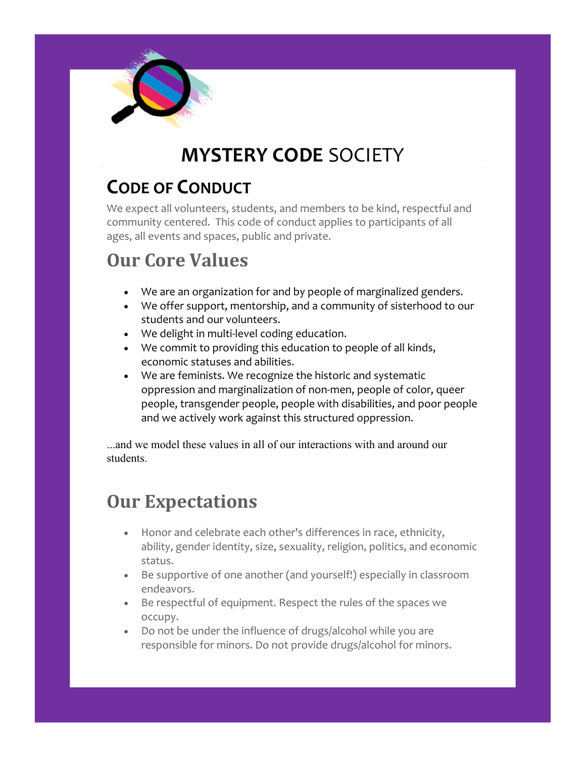# **MYSTERY CODE** SOCIETY

## CODE OF CONDUCT

We expect all volunteers, students, and members to be kind, respectful and community centered. This code of conduct applies to participants of all ages, all events and spaces, public and private.

## Our Core Values

- We are an organization for and by people of marginalized genders.
- We offer support, mentorship, and a community of sisterhood to our students and our volunteers.
- We delight in multi-level coding education.
- We commit to providing this education to people of all kinds, economic statuses and abilities.
- We are feminists. We recognize the historic and systematic oppression and marginalization of non-men, people of color, queer people, transgender people, people with disabilities, and poor people and we actively work against this structured oppression.

...and we model these values in all of our interactions with and around our students.

## Our Expectations

- Honor and celebrate each other's differences in race, ethnicity, ability, gender identity, size, sexuality, religion, politics, and economic status.
- Be supportive of one another (and yourself!) especially in classroom endeavors.
- Be respectful of equipment. Respect the rules of the spaces we occupy.
- Do not be under the influence of drugs/alcohol while you are responsible for minors. Do not provide drugs/alcohol for minors.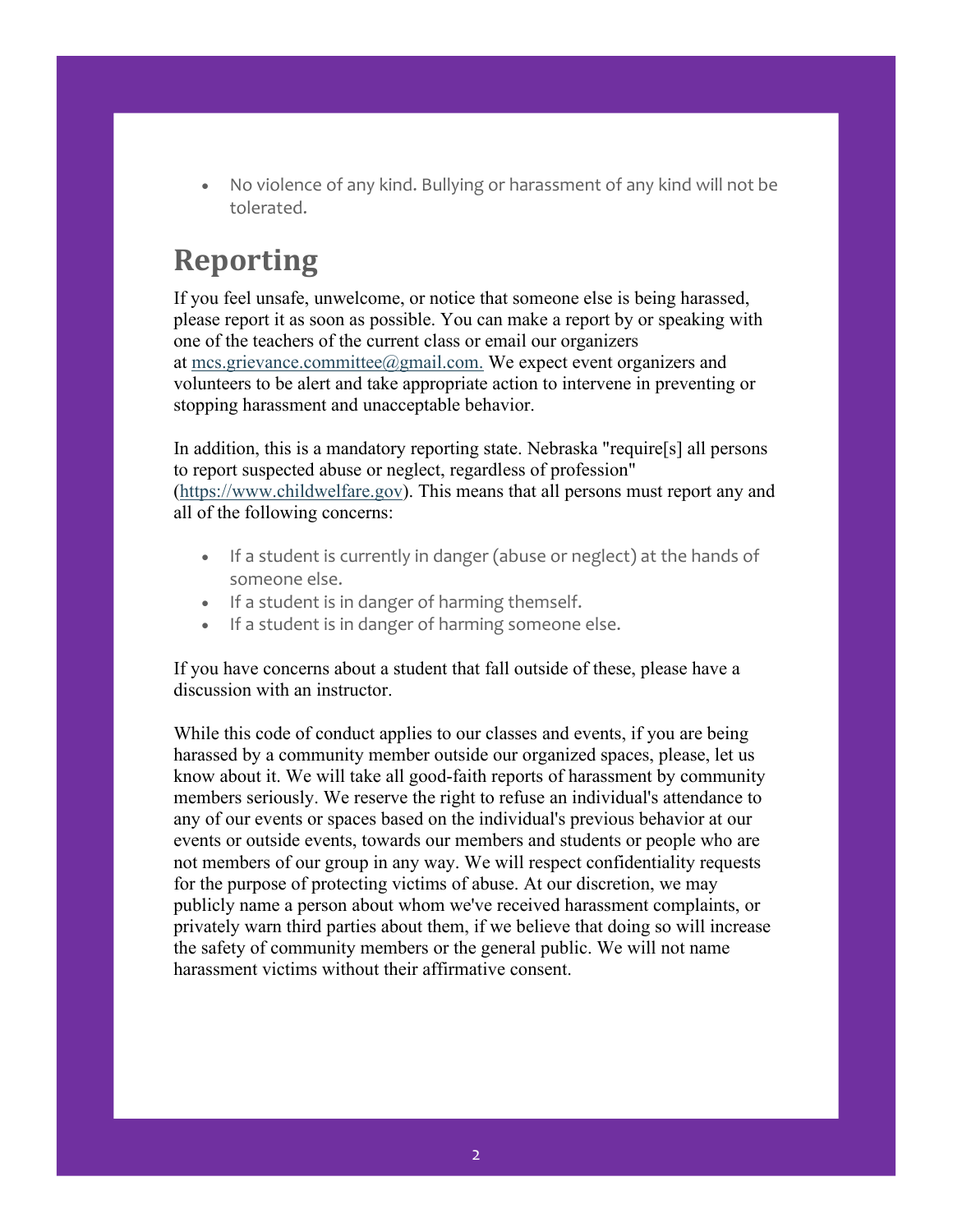- No violence of any kind. Bullying or harassment of any kind will not be tolerated.

## Reporting

If you feel unsafe, unwelcome, or notice that someone else is being harassed, please report it as soon as possible. You can make a report by or speaking with one of the teachers of the current class or email our organizers at mcs.grievance.committee@gmail.com. We expect event organizers and volunteers to be alert and take appropriate action to intervene in preventing or stopping harassment and unacceptable behavior.

In addition, this is a mandatory reporting state. Nebraska "require[s] all persons to report suspected abuse or neglect, regardless of profession" (https://www.childwelfare.gov). This means that all persons must report any and all of the following concerns:

- If a student is currently in danger (abuse or neglect) at the hands of someone else.
- If a student is in danger of harming themself.
- If a student is in danger of harming someone else.

If you have concerns about a student that fall outside of these, please have a discussion with an instructor.

While this code of conduct applies to our classes and events, if you are being harassed by a community member outside our organized spaces, please, let us know about it. We will take all good-faith reports of harassment by community members seriously. We reserve the right to refuse an individual's attendance to any of our events or spaces based on the individual's previous behavior at our events or outside events, towards our members and students or people who are not members of our group in any way. We will respect confidentiality requests for the purpose of protecting victims of abuse. At our discretion, we may publicly name a person about whom we've received harassment complaints, or privately warn third parties about them, if we believe that doing so will increase the safety of community members or the general public. We will not name harassment victims without their affirmative consent.